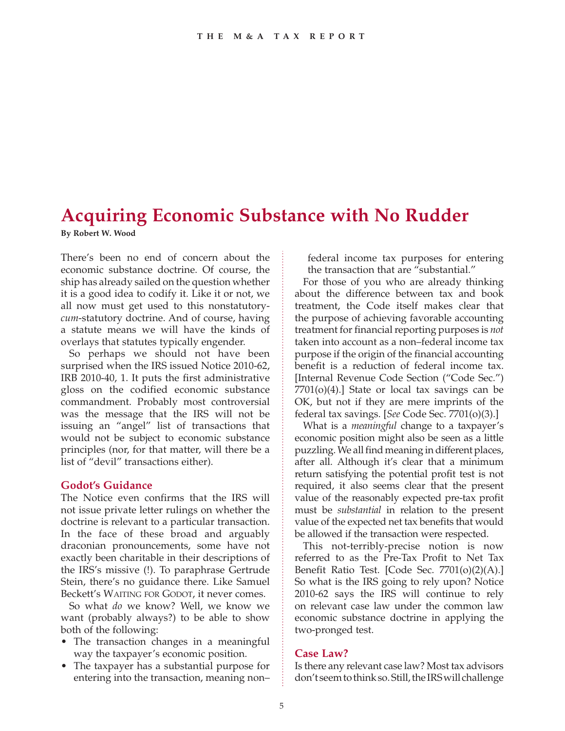# Acquiring Economic Substance with No Rudder

**By Robert W. Wood**

There's been no end of concern about the economic substance doctrine. Of course, the ship has already sailed on the question whether it is a good idea to codify it. Like it or not, we all now must get used to this nonstatutory-*cum*-statutory doctrine. And of course, having a statute means we will have the kinds of overlays that statutes typically engender.

So perhaps we should not have been surprised when the IRS issued Notice 2010-62, IRB 2010-40, 1. It puts the first administrative gloss on the codified economic substance commandment. Probably most controversial was the message that the IRS will not be issuing an "angel" list of transactions that would not be subject to economic substance principles (nor, for that matter, will there be a list of "devil" transactions either).

## Godot's Guidance

The Notice even confirms that the IRS will not issue private letter rulings on whether the doctrine is relevant to a particular transaction. In the face of these broad and arguably draconian pronouncements, some have not exactly been charitable in their descriptions of the IRS's missive (!). To paraphrase Gertrude Stein, there's no guidance there. Like Samuel Beckett's WAITING FOR GODOT, it never comes.

So what *do* we know? Well, we know we want (probably always?) to be able to show both of the following:

- The transaction changes in a meaningful way the taxpayer's economic position.
- The taxpayer has a substantial purpose for entering into the transaction, meaning non–federal income tax purposes for entering the transaction that are "substantial."

For those of you who are already thinking about the difference between tax and book treatment, the Code itself makes clear that the purpose of achieving favorable accounting treatment for financial reporting purposes is *not* taken into account as a non–federal income tax purpose if the origin of the financial accounting benefit is a reduction of federal income tax. [Internal Revenue Code Section ("Code Sec.") 7701(o)(4).] State or local tax savings can be OK, but not if they are mere imprints of the federal tax savings. [*See* Code Sec. 7701(o)(3).]

What is a *meaningful* change to a taxpayer's economic position might also be seen as a little puzzling. We all find meaning in different places, after all. Although it's clear that a minimum return satisfying the potential profit test is not required, it also seems clear that the present value of the reasonably expected pre-tax profit must be *substantial* in relation to the present value of the expected net tax benefits that would be allowed if the transaction were respected.

This not-terribly-precise notion is now referred to as the Pre-Tax Profit to Net Tax Benefit Ratio Test. [Code Sec. 7701(o)(2)(A).] So what is the IRS going to rely upon? Notice 2010-62 says the IRS will continue to rely on relevant case law under the common law economic substance doctrine in applying the two-pronged test.

## Case Law?

Is there any relevant case law? Most tax advisors don't seem to think so. Still, the IRS will challenge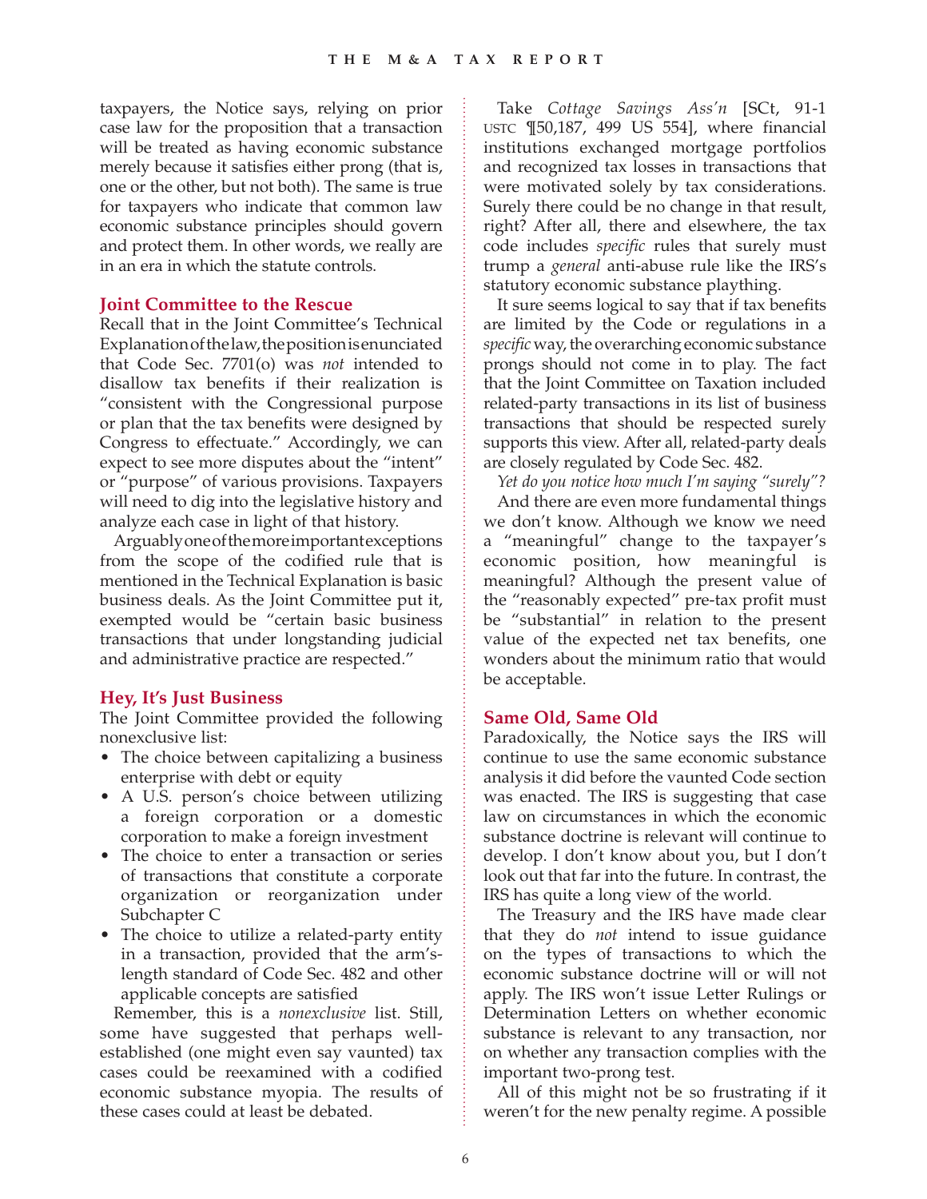taxpayers, the Notice says, relying on prior case law for the proposition that a transaction will be treated as having economic substance merely because it satisfies either prong (that is, one or the other, but not both). The same is true for taxpayers who indicate that common law economic substance principles should govern and protect them. In other words, we really are in an era in which the statute controls.

## Joint Committee to the Rescue

Recall that in the Joint Committee's Technical Explanation of the law, the position is enunciated that Code Sec. 7701(o) was *not* intended to disallow tax benefits if their realization is "consistent with the Congressional purpose or plan that the tax benefits were designed by Congress to effectuate." Accordingly, we can expect to see more disputes about the "intent" or "purpose" of various provisions. Taxpayers will need to dig into the legislative history and analyze each case in light of that history.

Arguably one of the more important exceptions from the scope of the codified rule that is mentioned in the Technical Explanation is basic business deals. As the Joint Committee put it, exempted would be "certain basic business transactions that under longstanding judicial and administrative practice are respected."

## Hey, It's Just Business

The Joint Committee provided the following nonexclusive list:

- The choice between capitalizing a business enterprise with debt or equity
- A U.S. person's choice between utilizing a foreign corporation or a domestic corporation to make a foreign investment
- The choice to enter a transaction or series of transactions that constitute a corporate organization or reorganization under Subchapter C
- The choice to utilize a related-party entity in a transaction, provided that the arm's-length standard of Code Sec. 482 and other applicable concepts are satisfied

Remember, this is a *nonexclusive* list. Still, some have suggested that perhaps well-established (one might even say vaunted) tax cases could be reexamined with a codified economic substance myopia. The results of these cases could at least be debated.

Take *Cottage Savings Ass'n* [SCt, 91-1 USTC ¶50,187, 499 US 554], where financial institutions exchanged mortgage portfolios and recognized tax losses in transactions that were motivated solely by tax considerations. Surely there could be no change in that result, right? After all, there and elsewhere, the tax code includes *specific* rules that surely must trump a *general* anti-abuse rule like the IRS's statutory economic substance plaything.

It sure seems logical to say that if tax benefits are limited by the Code or regulations in a *specific* way, the overarching economic substance prongs should not come in to play. The fact that the Joint Committee on Taxation included related-party transactions in its list of business transactions that should be respected surely supports this view. After all, related-party deals are closely regulated by Code Sec. 482.

*Yet do you notice how much I'm saying "surely"?*

And there are even more fundamental things we don't know. Although we know we need a "meaningful" change to the taxpayer's economic position, how meaningful is meaningful? Although the present value of the "reasonably expected" pre-tax profit must be "substantial" in relation to the present value of the expected net tax benefits, one wonders about the minimum ratio that would be acceptable.

## Same Old, Same Old

Paradoxically, the Notice says the IRS will continue to use the same economic substance analysis it did before the vaunted Code section was enacted. The IRS is suggesting that case law on circumstances in which the economic substance doctrine is relevant will continue to develop. I don't know about you, but I don't look out that far into the future. In contrast, the IRS has quite a long view of the world.

The Treasury and the IRS have made clear that they do *not* intend to issue guidance on the types of transactions to which the economic substance doctrine will or will not apply. The IRS won't issue Letter Rulings or Determination Letters on whether economic substance is relevant to any transaction, nor on whether any transaction complies with the important two-prong test.

All of this might not be so frustrating if it weren't for the new penalty regime. A possible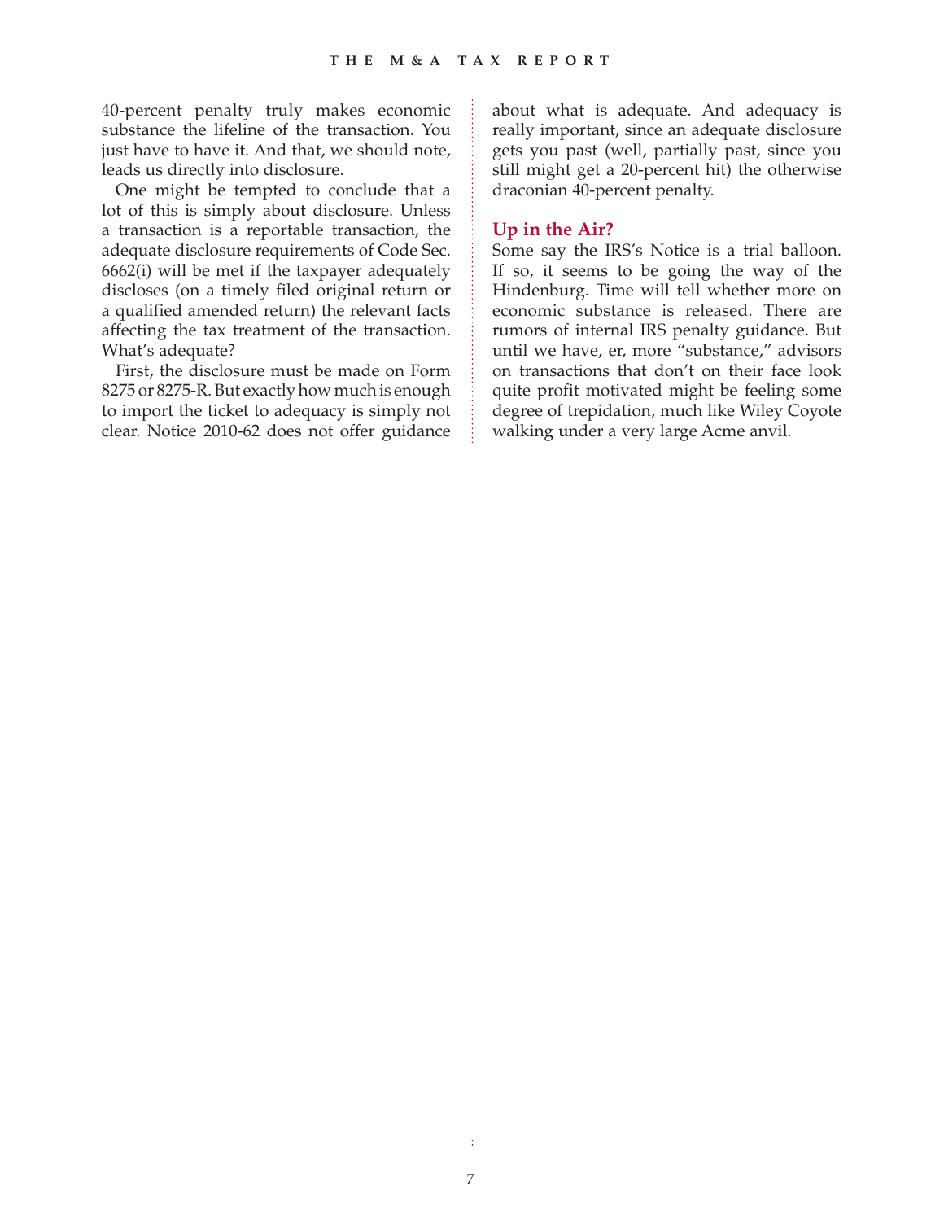40-percent penalty truly makes economic substance the lifeline of the transaction. You just have to have it. And that, we should note, leads us directly into disclosure.

One might be tempted to conclude that a lot of this is simply about disclosure. Unless a transaction is a reportable transaction, the adequate disclosure requirements of Code Sec. 6662(i) will be met if the taxpayer adequately discloses (on a timely filed original return or a qualified amended return) the relevant facts affecting the tax treatment of the transaction. What's adequate?

First, the disclosure must be made on Form 8275 or 8275-R. But exactly how much is enough to import the ticket to adequacy is simply not clear. Notice 2010-62 does not offer guidance about what is adequate. And adequacy is really important, since an adequate disclosure gets you past (well, partially past, since you still might get a 20-percent hit) the otherwise draconian 40-percent penalty.

## Up in the Air?

Some say the IRS's Notice is a trial balloon. If so, it seems to be going the way of the Hindenburg. Time will tell whether more on economic substance is released. There are rumors of internal IRS penalty guidance. But until we have, er, more "substance," advisors on transactions that don't on their face look quite profit motivated might be feeling some degree of trepidation, much like Wiley Coyote walking under a very large Acme anvil.